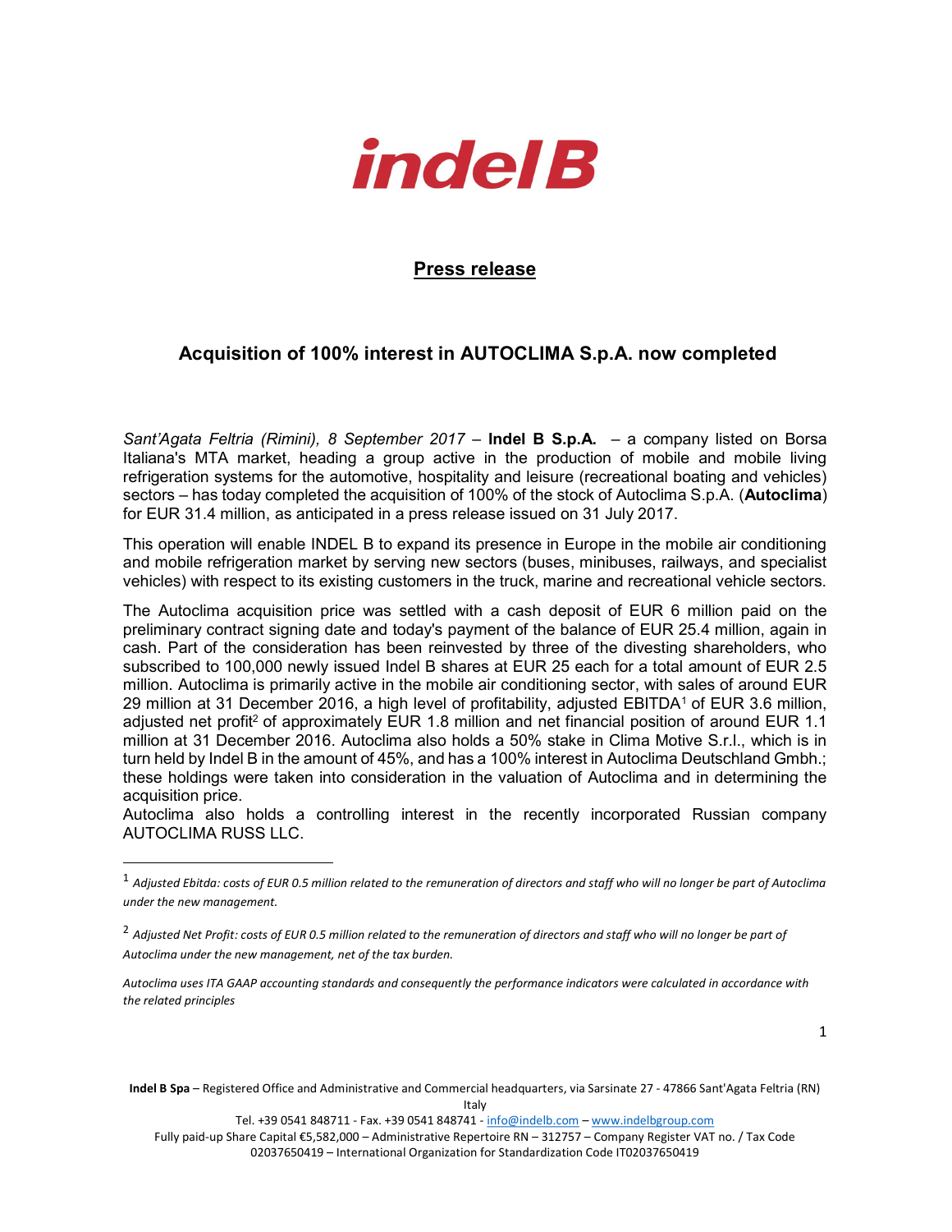# indel B

## Press release

## Acquisition of 100% interest in AUTOCLIMA S.p.A. now completed

*Sant'Agata Feltria (Rimini), 8 September 2017* – **Indel B S.p.A.** – a company listed on Borsa Italiana's MTA market, heading a group active in the production of mobile and mobile living refrigeration systems for the automotive, hospitality and leisure (recreational boating and vehicles) sectors – has today completed the acquisition of 100% of the stock of Autoclima S.p.A. (**Autoclima**) for EUR 31.4 million, as anticipated in a press release issued on 31 July 2017.

This operation will enable INDEL B to expand its presence in Europe in the mobile air conditioning and mobile refrigeration market by serving new sectors (buses, minibuses, railways, and specialist vehicles) with respect to its existing customers in the truck, marine and recreational vehicle sectors.

The Autoclima acquisition price was settled with a cash deposit of EUR 6 million paid on the preliminary contract signing date and today's payment of the balance of EUR 25.4 million, again in cash. Part of the consideration has been reinvested by three of the divesting shareholders, who subscribed to 100,000 newly issued Indel B shares at EUR 25 each for a total amount of EUR 2.5 million. Autoclima is primarily active in the mobile air conditioning sector, with sales of around EUR 29 million at 31 December 2016, a high level of profitability, adjusted EBITDA[1] of EUR 3.6 million, adjusted net profit[2] of approximately EUR 1.8 million and net financial position of around EUR 1.1 million at 31 December 2016. Autoclima also holds a 50% stake in Clima Motive S.r.l., which is in turn held by Indel B in the amount of 45%, and has a 100% interest in Autoclima Deutschland Gmbh.; these holdings were taken into consideration in the valuation of Autoclima and in determining the acquisition price.

Autoclima also holds a controlling interest in the recently incorporated Russian company AUTOCLIMA RUSS LLC.

---

[1] *Adjusted Ebitda: costs of EUR 0.5 million related to the remuneration of directors and staff who will no longer be part of Autoclima under the new management.*

[2] *Adjusted Net Profit: costs of EUR 0.5 million related to the remuneration of directors and staff who will no longer be part of Autoclima under the new management, net of the tax burden.*

*Autoclima uses ITA GAAP accounting standards and consequently the performance indicators were calculated in accordance with the related principles*

**Indel B Spa** – Registered Office and Administrative and Commercial headquarters, via Sarsinate 27 - 47866 Sant'Agata Feltria (RN) Italy
Tel. +39 0541 848711 - Fax. +39 0541 848741 - info@indelb.com – www.indelbgroup.com
Fully paid-up Share Capital €5,582,000 – Administrative Repertoire RN – 312757 – Company Register VAT no. / Tax Code 02037650419 – International Organization for Standardization Code IT02037650419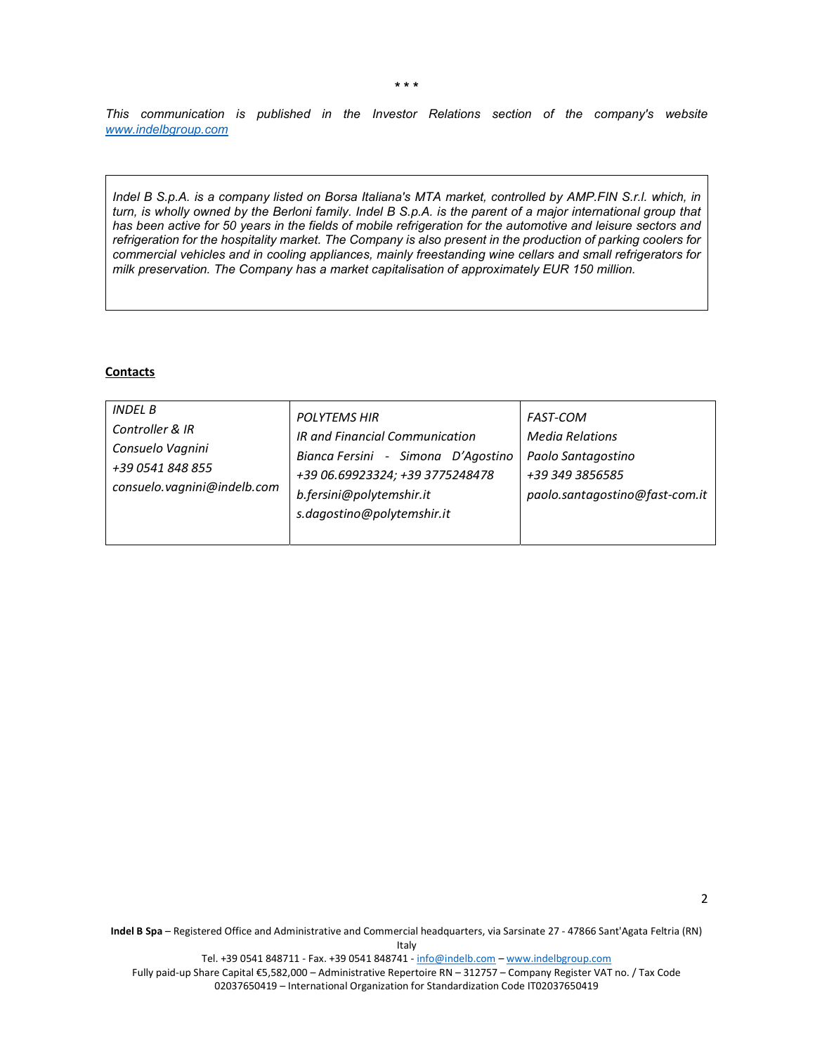\* \* \*

*This communication is published in the Investor Relations section of the company's website [www.indelbgroup.com](http://www.indelbgroup.com)*

*Indel B S.p.A. is a company listed on Borsa Italiana's MTA market, controlled by AMP.FIN S.r.l. which, in turn, is wholly owned by the Berloni family. Indel B S.p.A. is the parent of a major international group that has been active for 50 years in the fields of mobile refrigeration for the automotive and leisure sectors and refrigeration for the hospitality market. The Company is also present in the production of parking coolers for commercial vehicles and in cooling appliances, mainly freestanding wine cellars and small refrigerators for milk preservation. The Company has a market capitalisation of approximately EUR 150 million.*

**Contacts**

| | | |
|---|---|---|
| *INDEL B*<br>*Controller & IR*<br>*Consuelo Vagnini*<br>*+39 0541 848 855*<br>*consuelo.vagnini@indelb.com* | *POLYTEMS HIR*<br>*IR and Financial Communication*<br>*Bianca Fersini - Simona D'Agostino*<br>*+39 06.69923324; +39 3775248478*<br>*b.fersini@polytemshir.it*<br>*s.dagostino@polytemshir.it* | *FAST-COM*<br>*Media Relations*<br>*Paolo Santagostino*<br>*+39 349 3856585*<br>*paolo.santagostino@fast-com.it* |

**Indel B Spa** – Registered Office and Administrative and Commercial headquarters, via Sarsinate 27 - 47866 Sant'Agata Feltria (RN) Italy
Tel. +39 0541 848711 - Fax. +39 0541 848741 - info@indelb.com – www.indelbgroup.com
Fully paid-up Share Capital €5,582,000 – Administrative Repertoire RN – 312757 – Company Register VAT no. / Tax Code 02037650419 – International Organization for Standardization Code IT02037650419